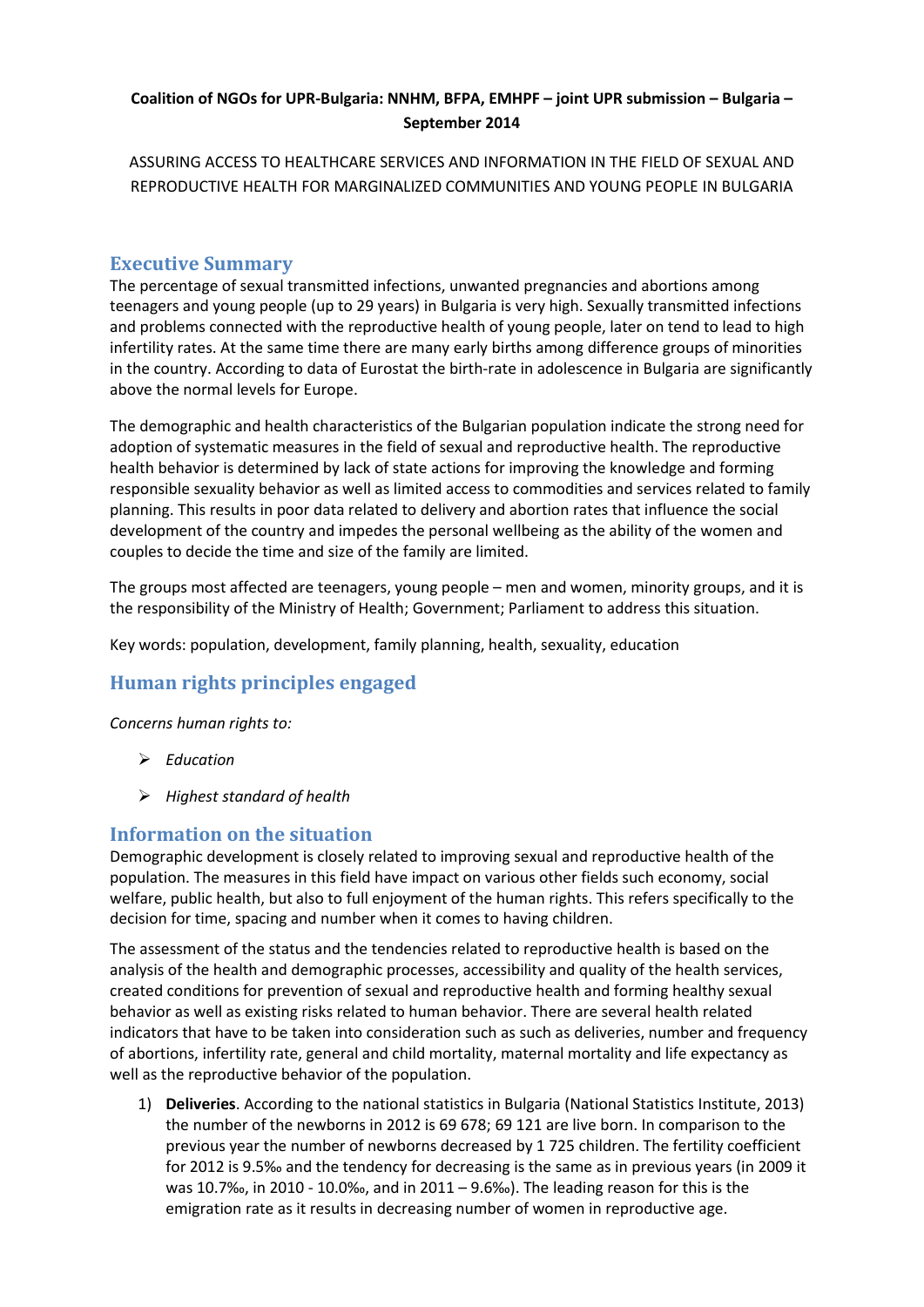**Coalition of NGOs for UPR-Bulgaria: NNHM, BFPA, EMHPF – joint UPR submission – Bulgaria – September 2014**

ASSURING ACCESS TO HEALTHCARE SERVICES AND INFORMATION IN THE FIELD OF SEXUAL AND REPRODUCTIVE HEALTH FOR MARGINALIZED COMMUNITIES AND YOUNG PEOPLE IN BULGARIA

## Executive Summary

The percentage of sexual transmitted infections, unwanted pregnancies and abortions among teenagers and young people (up to 29 years) in Bulgaria is very high. Sexually transmitted infections and problems connected with the reproductive health of young people, later on tend to lead to high infertility rates. At the same time there are many early births among difference groups of minorities in the country. According to data of Eurostat the birth-rate in adolescence in Bulgaria are significantly above the normal levels for Europe.

The demographic and health characteristics of the Bulgarian population indicate the strong need for adoption of systematic measures in the field of sexual and reproductive health. The reproductive health behavior is determined by lack of state actions for improving the knowledge and forming responsible sexuality behavior as well as limited access to commodities and services related to family planning. This results in poor data related to delivery and abortion rates that influence the social development of the country and impedes the personal wellbeing as the ability of the women and couples to decide the time and size of the family are limited.

The groups most affected are teenagers, young people – men and women, minority groups, and it is the responsibility of the Ministry of Health; Government; Parliament to address this situation.

Key words: population, development, family planning, health, sexuality, education

## Human rights principles engaged

*Concerns human rights to:*

- *Education*
- *Highest standard of health*

## Information on the situation

Demographic development is closely related to improving sexual and reproductive health of the population. The measures in this field have impact on various other fields such economy, social welfare, public health, but also to full enjoyment of the human rights. This refers specifically to the decision for time, spacing and number when it comes to having children.

The assessment of the status and the tendencies related to reproductive health is based on the analysis of the health and demographic processes, accessibility and quality of the health services, created conditions for prevention of sexual and reproductive health and forming healthy sexual behavior as well as existing risks related to human behavior. There are several health related indicators that have to be taken into consideration such as such as deliveries, number and frequency of abortions, infertility rate, general and child mortality, maternal mortality and life expectancy as well as the reproductive behavior of the population.

1) **Deliveries**. According to the national statistics in Bulgaria (National Statistics Institute, 2013) the number of the newborns in 2012 is 69 678; 69 121 are live born. In comparison to the previous year the number of newborns decreased by 1 725 children. The fertility coefficient for 2012 is 9.5‰ and the tendency for decreasing is the same as in previous years (in 2009 it was 10.7‰, in 2010 - 10.0‰, and in 2011 – 9.6‰). The leading reason for this is the emigration rate as it results in decreasing number of women in reproductive age.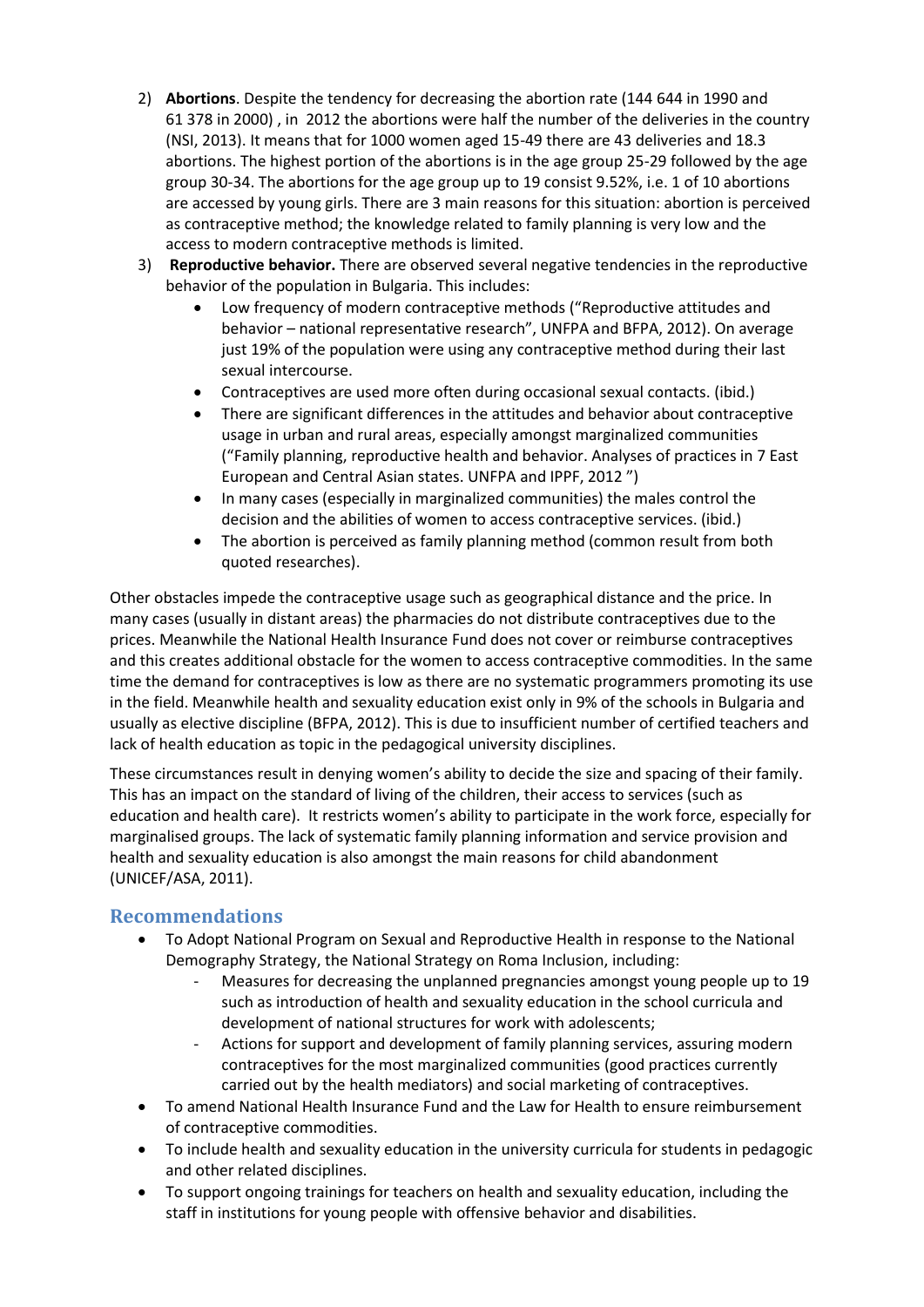2) **Abortions**. Despite the tendency for decreasing the abortion rate (144 644 in 1990 and 61 378 in 2000) , in 2012 the abortions were half the number of the deliveries in the country (NSI, 2013). It means that for 1000 women aged 15-49 there are 43 deliveries and 18.3 abortions. The highest portion of the abortions is in the age group 25-29 followed by the age group 30-34. The abortions for the age group up to 19 consist 9.52%, i.e. 1 of 10 abortions are accessed by young girls. There are 3 main reasons for this situation: abortion is perceived as contraceptive method; the knowledge related to family planning is very low and the access to modern contraceptive methods is limited.

3) **Reproductive behavior.** There are observed several negative tendencies in the reproductive behavior of the population in Bulgaria. This includes:
   - Low frequency of modern contraceptive methods ("Reproductive attitudes and behavior – national representative research", UNFPA and BFPA, 2012). On average just 19% of the population were using any contraceptive method during their last sexual intercourse.
   - Contraceptives are used more often during occasional sexual contacts. (ibid.)
   - There are significant differences in the attitudes and behavior about contraceptive usage in urban and rural areas, especially amongst marginalized communities ("Family planning, reproductive health and behavior. Analyses of practices in 7 East European and Central Asian states. UNFPA and IPPF, 2012 ")
   - In many cases (especially in marginalized communities) the males control the decision and the abilities of women to access contraceptive services. (ibid.)
   - The abortion is perceived as family planning method (common result from both quoted researches).

Other obstacles impede the contraceptive usage such as geographical distance and the price. In many cases (usually in distant areas) the pharmacies do not distribute contraceptives due to the prices. Meanwhile the National Health Insurance Fund does not cover or reimburse contraceptives and this creates additional obstacle for the women to access contraceptive commodities. In the same time the demand for contraceptives is low as there are no systematic programmers promoting its use in the field. Meanwhile health and sexuality education exist only in 9% of the schools in Bulgaria and usually as elective discipline (BFPA, 2012). This is due to insufficient number of certified teachers and lack of health education as topic in the pedagogical university disciplines.

These circumstances result in denying women's ability to decide the size and spacing of their family. This has an impact on the standard of living of the children, their access to services (such as education and health care). It restricts women's ability to participate in the work force, especially for marginalised groups. The lack of systematic family planning information and service provision and health and sexuality education is also amongst the main reasons for child abandonment (UNICEF/ASA, 2011).

## Recommendations

- To Adopt National Program on Sexual and Reproductive Health in response to the National Demography Strategy, the National Strategy on Roma Inclusion, including:
  - Measures for decreasing the unplanned pregnancies amongst young people up to 19 such as introduction of health and sexuality education in the school curricula and development of national structures for work with adolescents;
  - Actions for support and development of family planning services, assuring modern contraceptives for the most marginalized communities (good practices currently carried out by the health mediators) and social marketing of contraceptives.
- To amend National Health Insurance Fund and the Law for Health to ensure reimbursement of contraceptive commodities.
- To include health and sexuality education in the university curricula for students in pedagogic and other related disciplines.
- To support ongoing trainings for teachers on health and sexuality education, including the staff in institutions for young people with offensive behavior and disabilities.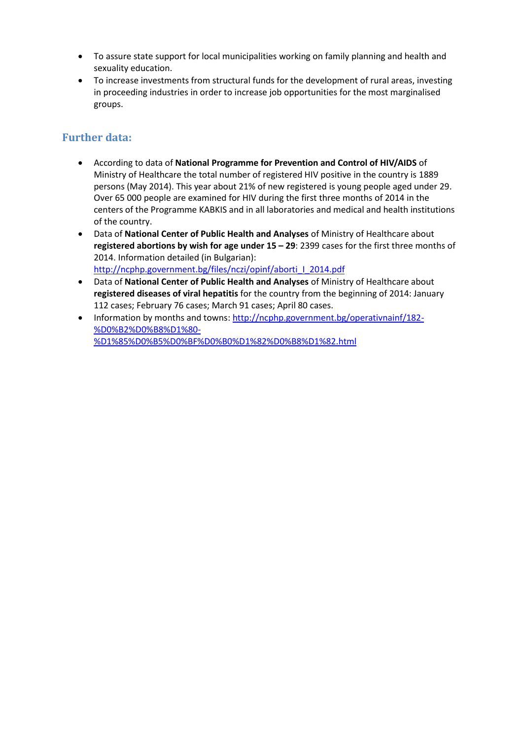- To assure state support for local municipalities working on family planning and health and sexuality education.
- To increase investments from structural funds for the development of rural areas, investing in proceeding industries in order to increase job opportunities for the most marginalised groups.

## Further data:

- According to data of **National Programme for Prevention and Control of HIV/AIDS** of Ministry of Healthcare the total number of registered HIV positive in the country is 1889 persons (May 2014). This year about 21% of new registered is young people aged under 29. Over 65 000 people are examined for HIV during the first three months of 2014 in the centers of the Programme KABKIS and in all laboratories and medical and health institutions of the country.
- Data of **National Center of Public Health and Analyses** of Ministry of Healthcare about **registered abortions by wish for age under 15 – 29**: 2399 cases for the first three months of 2014. Information detailed (in Bulgarian): http://ncphp.government.bg/files/nczi/opinf/aborti_I_2014.pdf
- Data of **National Center of Public Health and Analyses** of Ministry of Healthcare about **registered diseases of viral hepatitis** for the country from the beginning of 2014: January 112 cases; February 76 cases; March 91 cases; April 80 cases.
- Information by months and towns: http://ncphp.government.bg/operativnainf/182-%D0%B2%D0%B8%D1%80-%D1%85%D0%B5%D0%BF%D0%B0%D1%82%D0%B8%D1%82.html